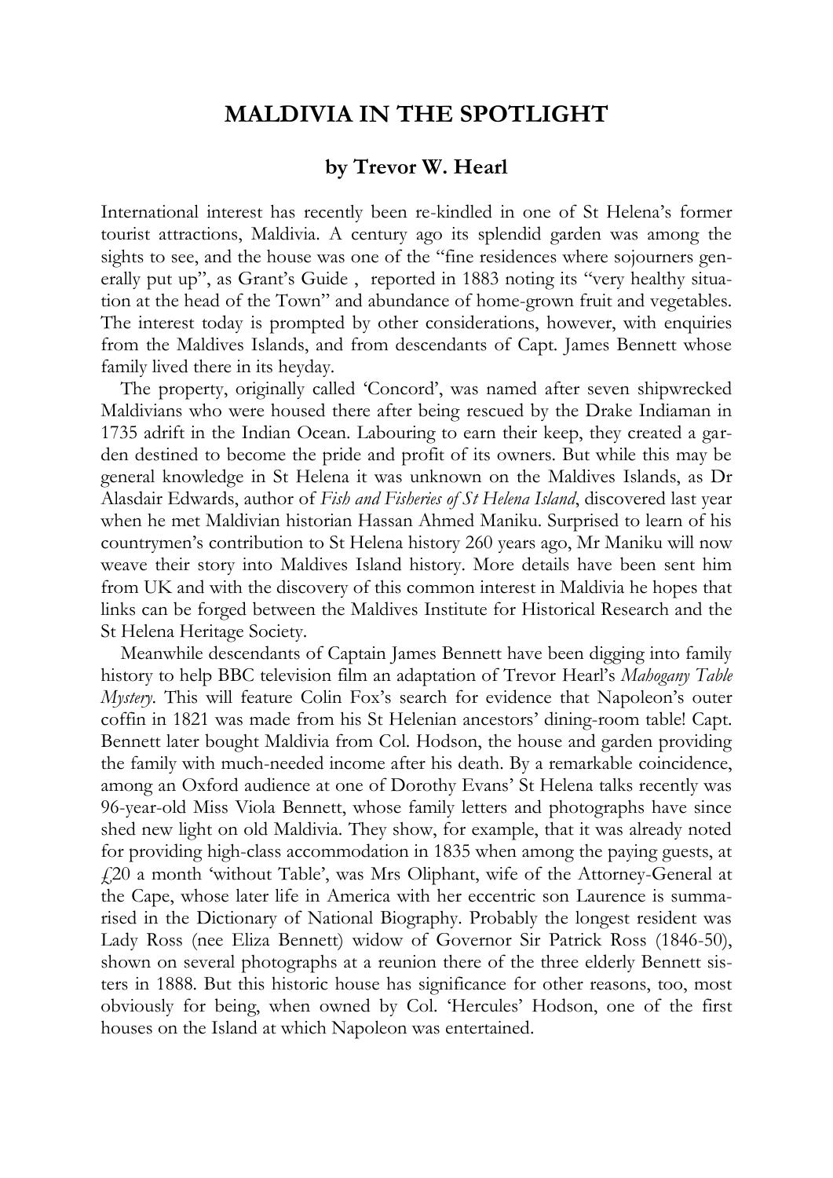# MALDIVIA IN THE SPOTLIGHT

### by Trevor W. Hearl

International interest has recently been re-kindled in one of St Helena's former tourist attractions, Maldivia. A century ago its splendid garden was among the sights to see, and the house was one of the "fine residences where sojourners generally put up", as Grant's Guide , reported in 1883 noting its "very healthy situation at the head of the Town" and abundance of home-grown fruit and vegetables. The interest today is prompted by other considerations, however, with enquiries from the Maldives Islands, and from descendants of Capt. James Bennett whose family lived there in its heyday.

The property, originally called 'Concord', was named after seven shipwrecked Maldivians who were housed there after being rescued by the Drake Indiaman in 1735 adrift in the Indian Ocean. Labouring to earn their keep, they created a garden destined to become the pride and profit of its owners. But while this may be general knowledge in St Helena it was unknown on the Maldives Islands, as Dr Alasdair Edwards, author of *Fish and Fisheries of St Helena Island*, discovered last year when he met Maldivian historian Hassan Ahmed Maniku. Surprised to learn of his countrymen's contribution to St Helena history 260 years ago, Mr Maniku will now weave their story into Maldives Island history. More details have been sent him from UK and with the discovery of this common interest in Maldivia he hopes that links can be forged between the Maldives Institute for Historical Research and the St Helena Heritage Society.

Meanwhile descendants of Captain James Bennett have been digging into family history to help BBC television film an adaptation of Trevor Hearl's *Mahogany Table Mystery*. This will feature Colin Fox's search for evidence that Napoleon's outer coffin in 1821 was made from his St Helenian ancestors' dining-room table! Capt. Bennett later bought Maldivia from Col. Hodson, the house and garden providing the family with much-needed income after his death. By a remarkable coincidence, among an Oxford audience at one of Dorothy Evans' St Helena talks recently was 96-year-old Miss Viola Bennett, whose family letters and photographs have since shed new light on old Maldivia. They show, for example, that it was already noted for providing high-class accommodation in 1835 when among the paying guests, at £20 a month 'without Table', was Mrs Oliphant, wife of the Attorney-General at the Cape, whose later life in America with her eccentric son Laurence is summarised in the Dictionary of National Biography. Probably the longest resident was Lady Ross (nee Eliza Bennett) widow of Governor Sir Patrick Ross (1846-50), shown on several photographs at a reunion there of the three elderly Bennett sisters in 1888. But this historic house has significance for other reasons, too, most obviously for being, when owned by Col. 'Hercules' Hodson, one of the first houses on the Island at which Napoleon was entertained.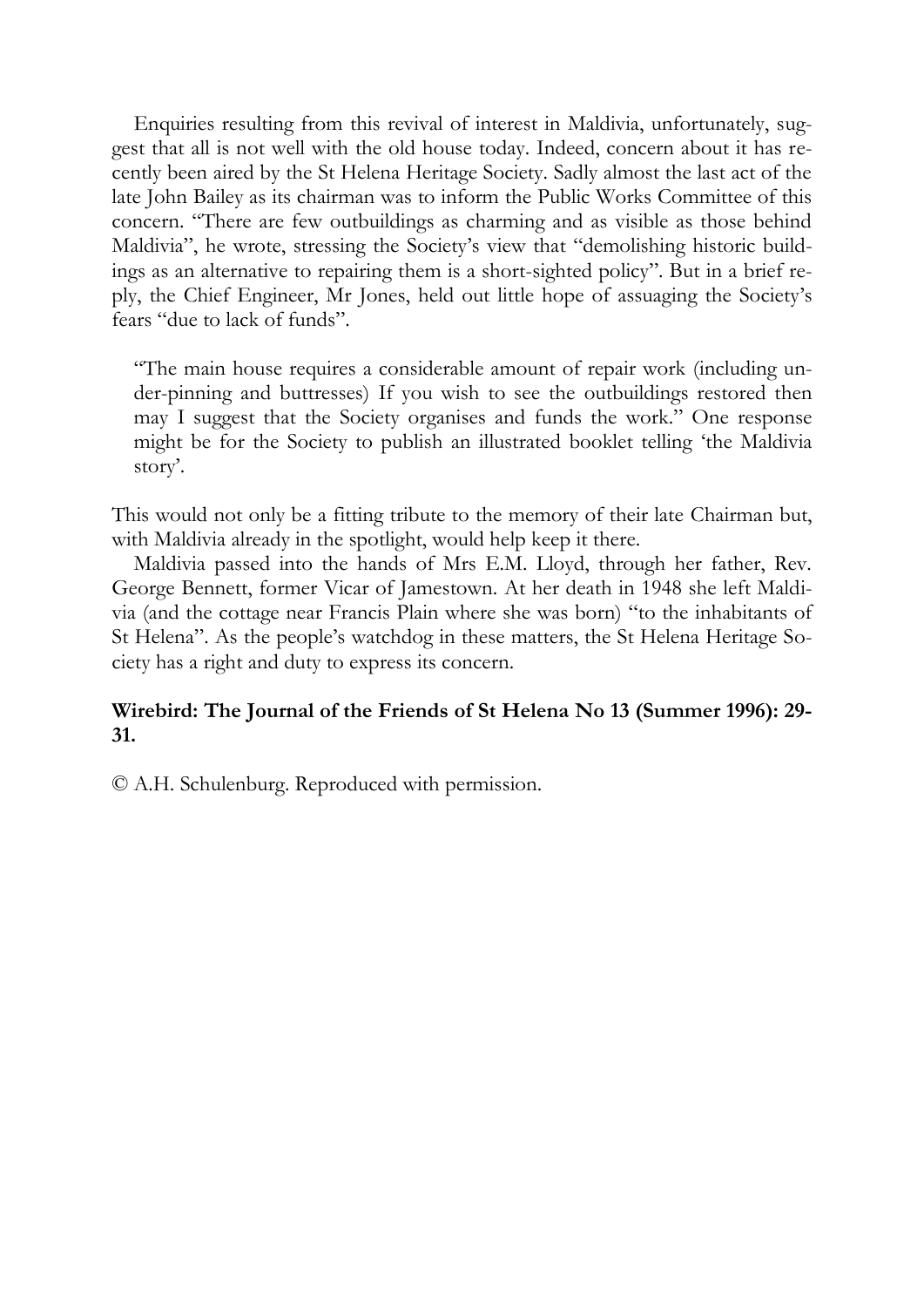Enquiries resulting from this revival of interest in Maldivia, unfortunately, suggest that all is not well with the old house today. Indeed, concern about it has recently been aired by the St Helena Heritage Society. Sadly almost the last act of the late John Bailey as its chairman was to inform the Public Works Committee of this concern. "There are few outbuildings as charming and as visible as those behind Maldivia", he wrote, stressing the Society's view that "demolishing historic buildings as an alternative to repairing them is a short-sighted policy". But in a brief reply, the Chief Engineer, Mr Jones, held out little hope of assuaging the Society's fears "due to lack of funds".

> "The main house requires a considerable amount of repair work (including under-pinning and buttresses) If you wish to see the outbuildings restored then may I suggest that the Society organises and funds the work." One response might be for the Society to publish an illustrated booklet telling 'the Maldivia story'.

This would not only be a fitting tribute to the memory of their late Chairman but, with Maldivia already in the spotlight, would help keep it there.

Maldivia passed into the hands of Mrs E.M. Lloyd, through her father, Rev. George Bennett, former Vicar of Jamestown. At her death in 1948 she left Maldivia (and the cottage near Francis Plain where she was born) "to the inhabitants of St Helena". As the people's watchdog in these matters, the St Helena Heritage Society has a right and duty to express its concern.

**Wirebird: The Journal of the Friends of St Helena No 13 (Summer 1996): 29-31.**

© A.H. Schulenburg. Reproduced with permission.